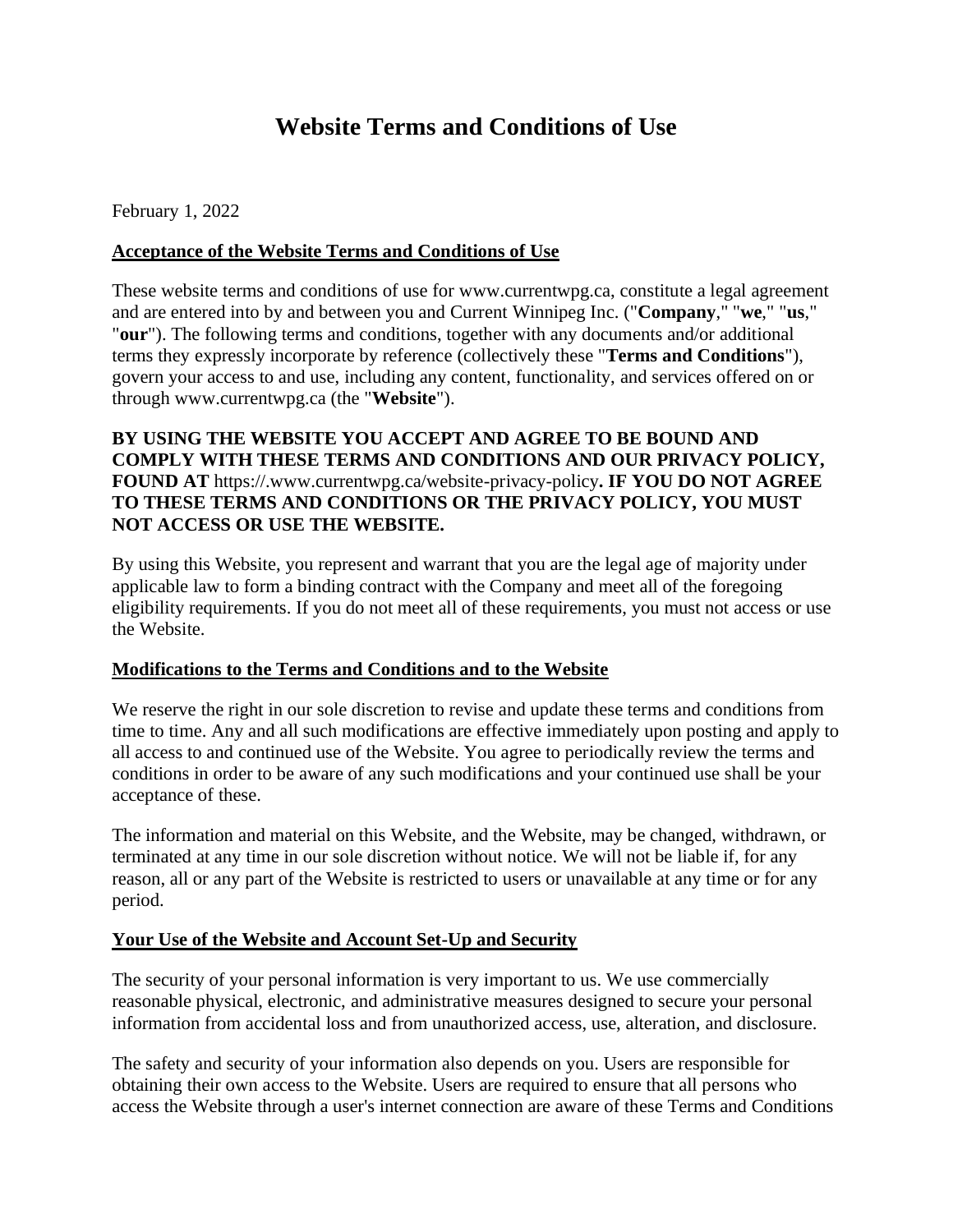# Website Terms and Conditions of Use

February 1, 2022

## Acceptance of the Website Terms and Conditions of Use

These website terms and conditions of use for www.currentwpg.ca, constitute a legal agreement and are entered into by and between you and Current Winnipeg Inc. ("**Company**," "**we**," "**us**," "**our**"). The following terms and conditions, together with any documents and/or additional terms they expressly incorporate by reference (collectively these "**Terms and Conditions**"), govern your access to and use, including any content, functionality, and services offered on or through www.currentwpg.ca (the "**Website**").

**BY USING THE WEBSITE YOU ACCEPT AND AGREE TO BE BOUND AND COMPLY WITH THESE TERMS AND CONDITIONS AND OUR PRIVACY POLICY, FOUND AT** https://.www.currentwpg.ca/website-privacy-policy**. IF YOU DO NOT AGREE TO THESE TERMS AND CONDITIONS OR THE PRIVACY POLICY, YOU MUST NOT ACCESS OR USE THE WEBSITE.**

By using this Website, you represent and warrant that you are the legal age of majority under applicable law to form a binding contract with the Company and meet all of the foregoing eligibility requirements. If you do not meet all of these requirements, you must not access or use the Website.

## Modifications to the Terms and Conditions and to the Website

We reserve the right in our sole discretion to revise and update these terms and conditions from time to time. Any and all such modifications are effective immediately upon posting and apply to all access to and continued use of the Website. You agree to periodically review the terms and conditions in order to be aware of any such modifications and your continued use shall be your acceptance of these.

The information and material on this Website, and the Website, may be changed, withdrawn, or terminated at any time in our sole discretion without notice. We will not be liable if, for any reason, all or any part of the Website is restricted to users or unavailable at any time or for any period.

## Your Use of the Website and Account Set-Up and Security

The security of your personal information is very important to us. We use commercially reasonable physical, electronic, and administrative measures designed to secure your personal information from accidental loss and from unauthorized access, use, alteration, and disclosure.

The safety and security of your information also depends on you. Users are responsible for obtaining their own access to the Website. Users are required to ensure that all persons who access the Website through a user's internet connection are aware of these Terms and Conditions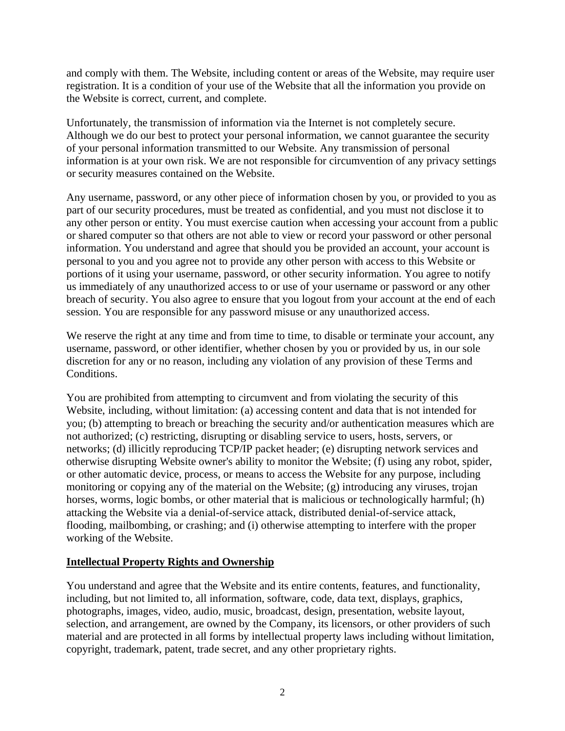and comply with them. The Website, including content or areas of the Website, may require user registration. It is a condition of your use of the Website that all the information you provide on the Website is correct, current, and complete.

Unfortunately, the transmission of information via the Internet is not completely secure. Although we do our best to protect your personal information, we cannot guarantee the security of your personal information transmitted to our Website. Any transmission of personal information is at your own risk. We are not responsible for circumvention of any privacy settings or security measures contained on the Website.

Any username, password, or any other piece of information chosen by you, or provided to you as part of our security procedures, must be treated as confidential, and you must not disclose it to any other person or entity. You must exercise caution when accessing your account from a public or shared computer so that others are not able to view or record your password or other personal information. You understand and agree that should you be provided an account, your account is personal to you and you agree not to provide any other person with access to this Website or portions of it using your username, password, or other security information. You agree to notify us immediately of any unauthorized access to or use of your username or password or any other breach of security. You also agree to ensure that you logout from your account at the end of each session. You are responsible for any password misuse or any unauthorized access.

We reserve the right at any time and from time to time, to disable or terminate your account, any username, password, or other identifier, whether chosen by you or provided by us, in our sole discretion for any or no reason, including any violation of any provision of these Terms and Conditions.

You are prohibited from attempting to circumvent and from violating the security of this Website, including, without limitation: (a) accessing content and data that is not intended for you; (b) attempting to breach or breaching the security and/or authentication measures which are not authorized; (c) restricting, disrupting or disabling service to users, hosts, servers, or networks; (d) illicitly reproducing TCP/IP packet header; (e) disrupting network services and otherwise disrupting Website owner's ability to monitor the Website; (f) using any robot, spider, or other automatic device, process, or means to access the Website for any purpose, including monitoring or copying any of the material on the Website; (g) introducing any viruses, trojan horses, worms, logic bombs, or other material that is malicious or technologically harmful; (h) attacking the Website via a denial-of-service attack, distributed denial-of-service attack, flooding, mailbombing, or crashing; and (i) otherwise attempting to interfere with the proper working of the Website.

## **Intellectual Property Rights and Ownership**

You understand and agree that the Website and its entire contents, features, and functionality, including, but not limited to, all information, software, code, data text, displays, graphics, photographs, images, video, audio, music, broadcast, design, presentation, website layout, selection, and arrangement, are owned by the Company, its licensors, or other providers of such material and are protected in all forms by intellectual property laws including without limitation, copyright, trademark, patent, trade secret, and any other proprietary rights.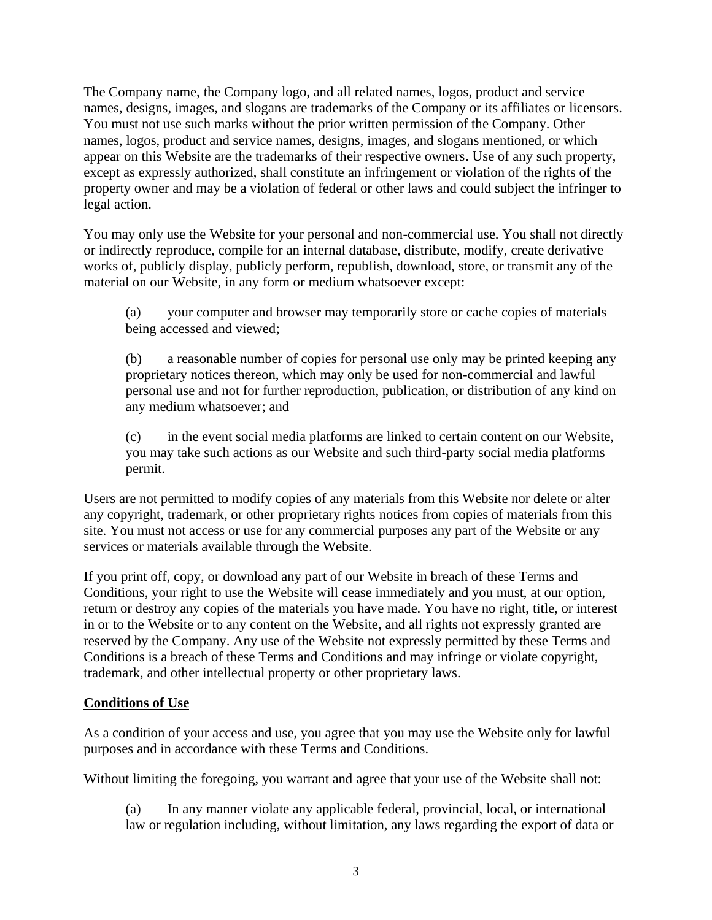The Company name, the Company logo, and all related names, logos, product and service names, designs, images, and slogans are trademarks of the Company or its affiliates or licensors. You must not use such marks without the prior written permission of the Company. Other names, logos, product and service names, designs, images, and slogans mentioned, or which appear on this Website are the trademarks of their respective owners. Use of any such property, except as expressly authorized, shall constitute an infringement or violation of the rights of the property owner and may be a violation of federal or other laws and could subject the infringer to legal action.

You may only use the Website for your personal and non-commercial use. You shall not directly or indirectly reproduce, compile for an internal database, distribute, modify, create derivative works of, publicly display, publicly perform, republish, download, store, or transmit any of the material on our Website, in any form or medium whatsoever except:

(a) your computer and browser may temporarily store or cache copies of materials being accessed and viewed;

(b) a reasonable number of copies for personal use only may be printed keeping any proprietary notices thereon, which may only be used for non-commercial and lawful personal use and not for further reproduction, publication, or distribution of any kind on any medium whatsoever; and

(c) in the event social media platforms are linked to certain content on our Website, you may take such actions as our Website and such third-party social media platforms permit.

Users are not permitted to modify copies of any materials from this Website nor delete or alter any copyright, trademark, or other proprietary rights notices from copies of materials from this site. You must not access or use for any commercial purposes any part of the Website or any services or materials available through the Website.

If you print off, copy, or download any part of our Website in breach of these Terms and Conditions, your right to use the Website will cease immediately and you must, at our option, return or destroy any copies of the materials you have made. You have no right, title, or interest in or to the Website or to any content on the Website, and all rights not expressly granted are reserved by the Company. Any use of the Website not expressly permitted by these Terms and Conditions is a breach of these Terms and Conditions and may infringe or violate copyright, trademark, and other intellectual property or other proprietary laws.

## **Conditions of Use**

As a condition of your access and use, you agree that you may use the Website only for lawful purposes and in accordance with these Terms and Conditions.

Without limiting the foregoing, you warrant and agree that your use of the Website shall not:

(a) In any manner violate any applicable federal, provincial, local, or international law or regulation including, without limitation, any laws regarding the export of data or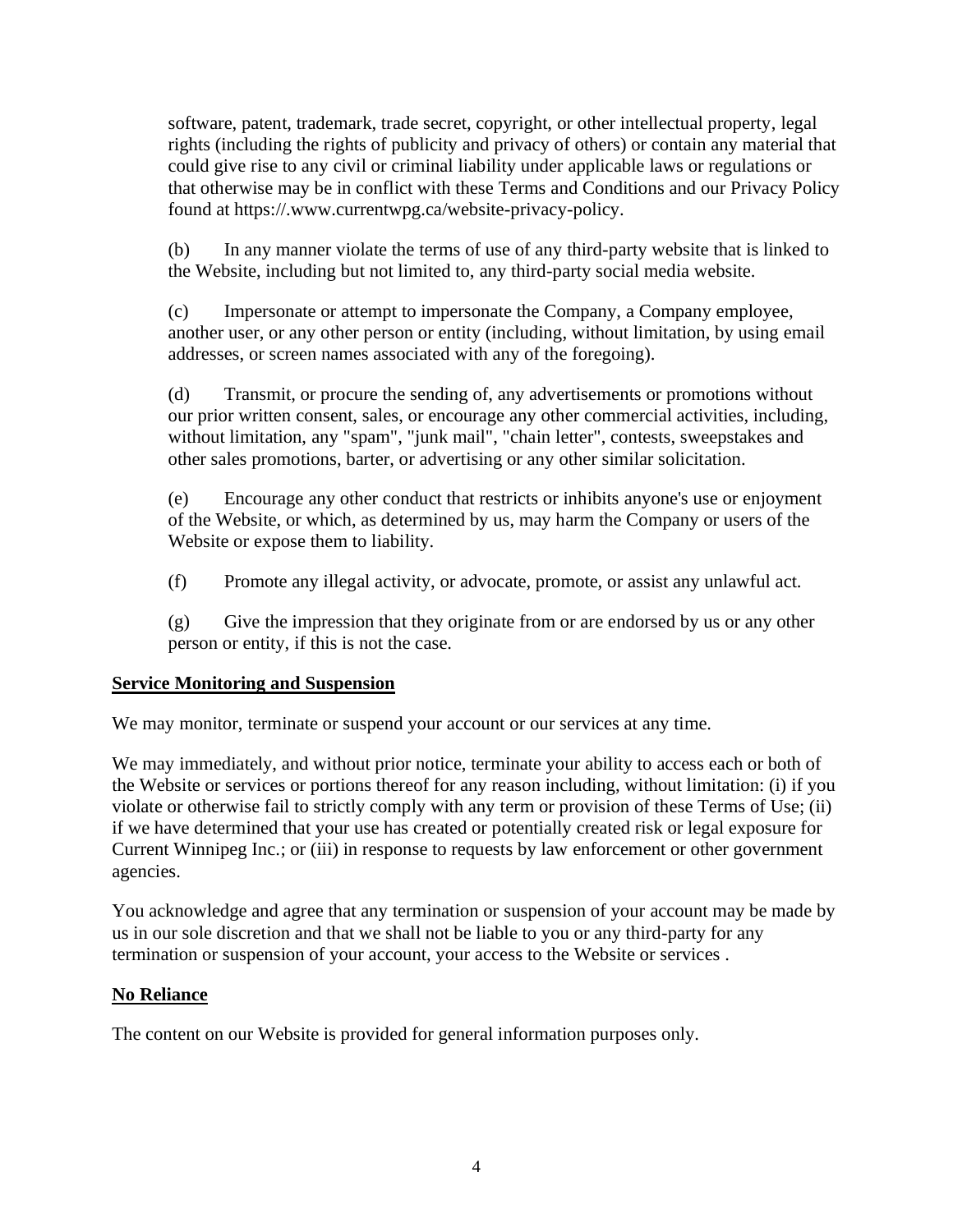software, patent, trademark, trade secret, copyright, or other intellectual property, legal rights (including the rights of publicity and privacy of others) or contain any material that could give rise to any civil or criminal liability under applicable laws or regulations or that otherwise may be in conflict with these Terms and Conditions and our Privacy Policy found at https://.www.currentwpg.ca/website-privacy-policy.

(b) In any manner violate the terms of use of any third-party website that is linked to the Website, including but not limited to, any third-party social media website.

(c) Impersonate or attempt to impersonate the Company, a Company employee, another user, or any other person or entity (including, without limitation, by using email addresses, or screen names associated with any of the foregoing).

(d) Transmit, or procure the sending of, any advertisements or promotions without our prior written consent, sales, or encourage any other commercial activities, including, without limitation, any "spam", "junk mail", "chain letter", contests, sweepstakes and other sales promotions, barter, or advertising or any other similar solicitation.

(e) Encourage any other conduct that restricts or inhibits anyone's use or enjoyment of the Website, or which, as determined by us, may harm the Company or users of the Website or expose them to liability.

(f) Promote any illegal activity, or advocate, promote, or assist any unlawful act.

(g) Give the impression that they originate from or are endorsed by us or any other person or entity, if this is not the case.

**Service Monitoring and Suspension**

We may monitor, terminate or suspend your account or our services at any time.

We may immediately, and without prior notice, terminate your ability to access each or both of the Website or services or portions thereof for any reason including, without limitation: (i) if you violate or otherwise fail to strictly comply with any term or provision of these Terms of Use; (ii) if we have determined that your use has created or potentially created risk or legal exposure for Current Winnipeg Inc.; or (iii) in response to requests by law enforcement or other government agencies.

You acknowledge and agree that any termination or suspension of your account may be made by us in our sole discretion and that we shall not be liable to you or any third-party for any termination or suspension of your account, your access to the Website or services .

**No Reliance**

The content on our Website is provided for general information purposes only.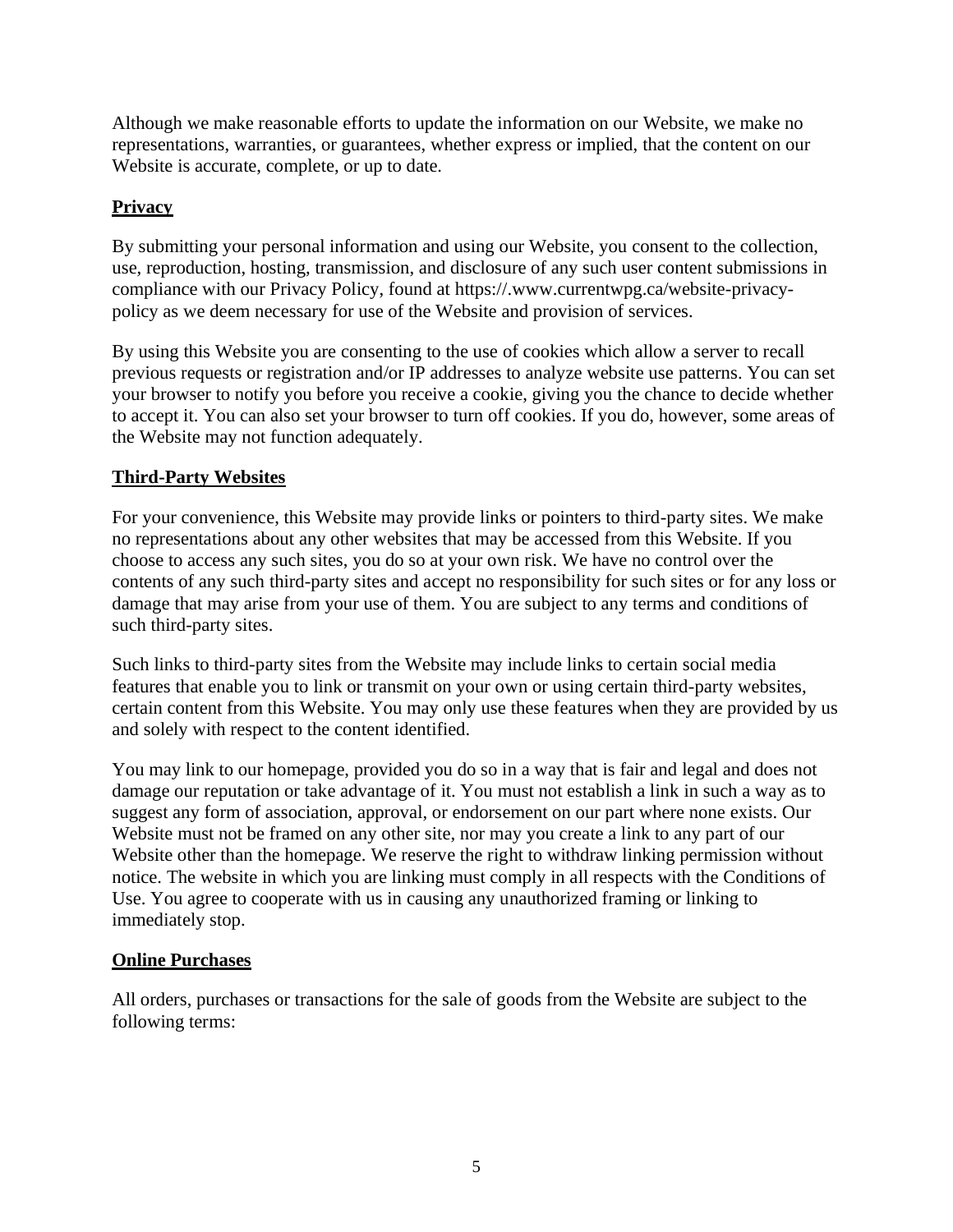Although we make reasonable efforts to update the information on our Website, we make no representations, warranties, or guarantees, whether express or implied, that the content on our Website is accurate, complete, or up to date.

## **Privacy**

By submitting your personal information and using our Website, you consent to the collection, use, reproduction, hosting, transmission, and disclosure of any such user content submissions in compliance with our Privacy Policy, found at https://.www.currentwpg.ca/website-privacy-policy as we deem necessary for use of the Website and provision of services.

By using this Website you are consenting to the use of cookies which allow a server to recall previous requests or registration and/or IP addresses to analyze website use patterns. You can set your browser to notify you before you receive a cookie, giving you the chance to decide whether to accept it. You can also set your browser to turn off cookies. If you do, however, some areas of the Website may not function adequately.

## **Third-Party Websites**

For your convenience, this Website may provide links or pointers to third-party sites. We make no representations about any other websites that may be accessed from this Website. If you choose to access any such sites, you do so at your own risk. We have no control over the contents of any such third-party sites and accept no responsibility for such sites or for any loss or damage that may arise from your use of them. You are subject to any terms and conditions of such third-party sites.

Such links to third-party sites from the Website may include links to certain social media features that enable you to link or transmit on your own or using certain third-party websites, certain content from this Website. You may only use these features when they are provided by us and solely with respect to the content identified.

You may link to our homepage, provided you do so in a way that is fair and legal and does not damage our reputation or take advantage of it. You must not establish a link in such a way as to suggest any form of association, approval, or endorsement on our part where none exists. Our Website must not be framed on any other site, nor may you create a link to any part of our Website other than the homepage. We reserve the right to withdraw linking permission without notice. The website in which you are linking must comply in all respects with the Conditions of Use. You agree to cooperate with us in causing any unauthorized framing or linking to immediately stop.

## **Online Purchases**

All orders, purchases or transactions for the sale of goods from the Website are subject to the following terms: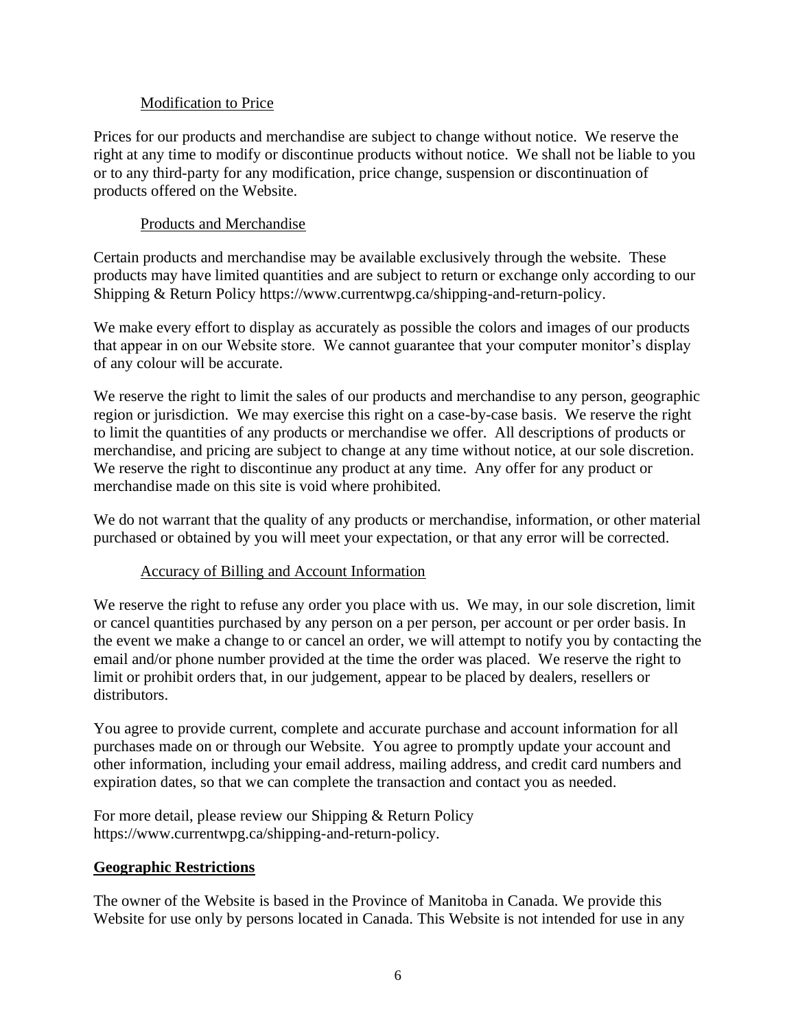### Modification to Price

Prices for our products and merchandise are subject to change without notice. We reserve the right at any time to modify or discontinue products without notice. We shall not be liable to you or to any third-party for any modification, price change, suspension or discontinuation of products offered on the Website.

### Products and Merchandise

Certain products and merchandise may be available exclusively through the website. These products may have limited quantities and are subject to return or exchange only according to our Shipping & Return Policy https://www.currentwpg.ca/shipping-and-return-policy.

We make every effort to display as accurately as possible the colors and images of our products that appear in on our Website store. We cannot guarantee that your computer monitor's display of any colour will be accurate.

We reserve the right to limit the sales of our products and merchandise to any person, geographic region or jurisdiction. We may exercise this right on a case-by-case basis. We reserve the right to limit the quantities of any products or merchandise we offer. All descriptions of products or merchandise, and pricing are subject to change at any time without notice, at our sole discretion. We reserve the right to discontinue any product at any time. Any offer for any product or merchandise made on this site is void where prohibited.

We do not warrant that the quality of any products or merchandise, information, or other material purchased or obtained by you will meet your expectation, or that any error will be corrected.

### Accuracy of Billing and Account Information

We reserve the right to refuse any order you place with us. We may, in our sole discretion, limit or cancel quantities purchased by any person on a per person, per account or per order basis. In the event we make a change to or cancel an order, we will attempt to notify you by contacting the email and/or phone number provided at the time the order was placed. We reserve the right to limit or prohibit orders that, in our judgement, appear to be placed by dealers, resellers or distributors.

You agree to provide current, complete and accurate purchase and account information for all purchases made on or through our Website. You agree to promptly update your account and other information, including your email address, mailing address, and credit card numbers and expiration dates, so that we can complete the transaction and contact you as needed.

For more detail, please review our Shipping & Return Policy https://www.currentwpg.ca/shipping-and-return-policy.

## Geographic Restrictions

The owner of the Website is based in the Province of Manitoba in Canada. We provide this Website for use only by persons located in Canada. This Website is not intended for use in any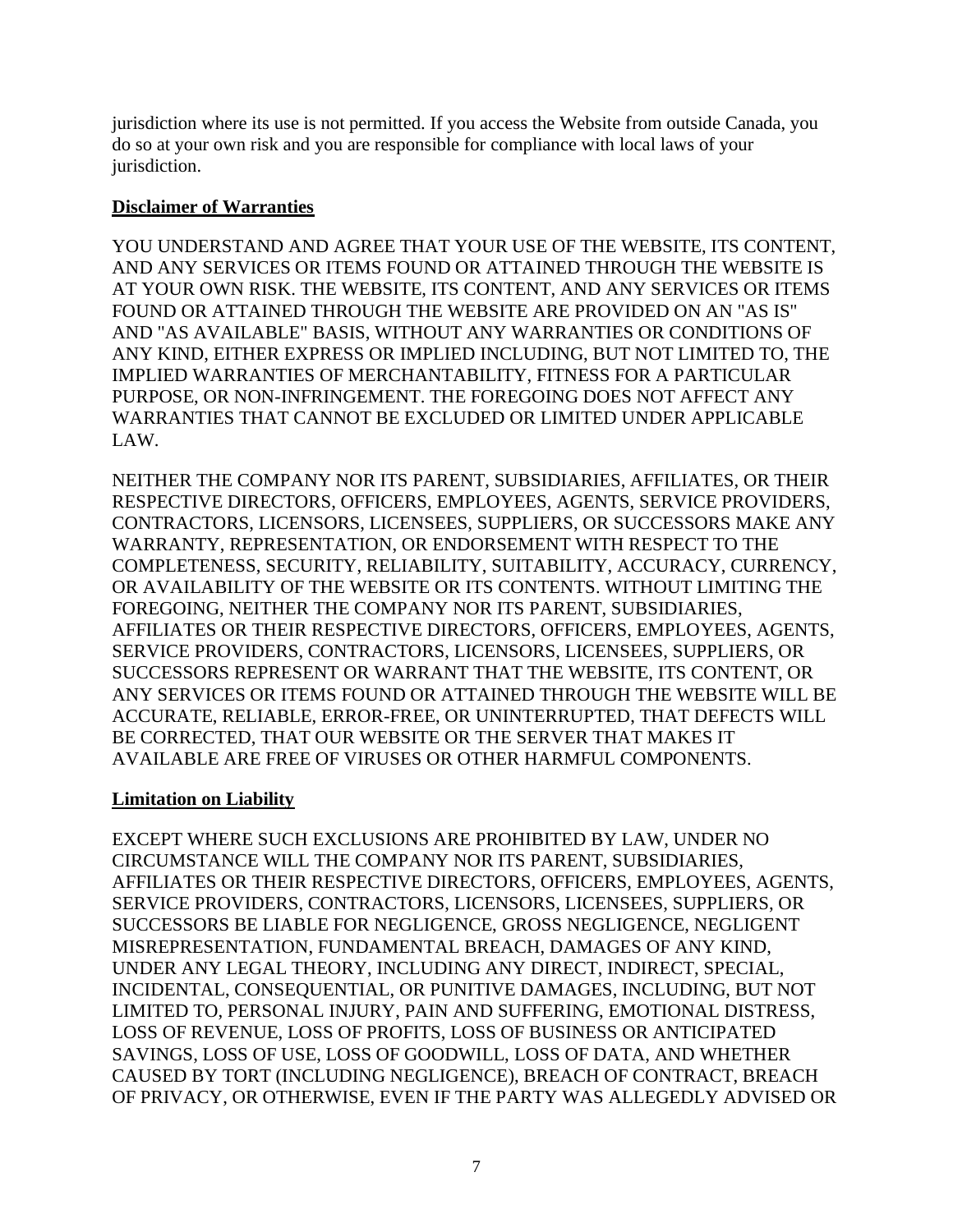jurisdiction where its use is not permitted. If you access the Website from outside Canada, you do so at your own risk and you are responsible for compliance with local laws of your jurisdiction.

**Disclaimer of Warranties**

YOU UNDERSTAND AND AGREE THAT YOUR USE OF THE WEBSITE, ITS CONTENT, AND ANY SERVICES OR ITEMS FOUND OR ATTAINED THROUGH THE WEBSITE IS AT YOUR OWN RISK. THE WEBSITE, ITS CONTENT, AND ANY SERVICES OR ITEMS FOUND OR ATTAINED THROUGH THE WEBSITE ARE PROVIDED ON AN "AS IS" AND "AS AVAILABLE" BASIS, WITHOUT ANY WARRANTIES OR CONDITIONS OF ANY KIND, EITHER EXPRESS OR IMPLIED INCLUDING, BUT NOT LIMITED TO, THE IMPLIED WARRANTIES OF MERCHANTABILITY, FITNESS FOR A PARTICULAR PURPOSE, OR NON-INFRINGEMENT. THE FOREGOING DOES NOT AFFECT ANY WARRANTIES THAT CANNOT BE EXCLUDED OR LIMITED UNDER APPLICABLE LAW.

NEITHER THE COMPANY NOR ITS PARENT, SUBSIDIARIES, AFFILIATES, OR THEIR RESPECTIVE DIRECTORS, OFFICERS, EMPLOYEES, AGENTS, SERVICE PROVIDERS, CONTRACTORS, LICENSORS, LICENSEES, SUPPLIERS, OR SUCCESSORS MAKE ANY WARRANTY, REPRESENTATION, OR ENDORSEMENT WITH RESPECT TO THE COMPLETENESS, SECURITY, RELIABILITY, SUITABILITY, ACCURACY, CURRENCY, OR AVAILABILITY OF THE WEBSITE OR ITS CONTENTS. WITHOUT LIMITING THE FOREGOING, NEITHER THE COMPANY NOR ITS PARENT, SUBSIDIARIES, AFFILIATES OR THEIR RESPECTIVE DIRECTORS, OFFICERS, EMPLOYEES, AGENTS, SERVICE PROVIDERS, CONTRACTORS, LICENSORS, LICENSEES, SUPPLIERS, OR SUCCESSORS REPRESENT OR WARRANT THAT THE WEBSITE, ITS CONTENT, OR ANY SERVICES OR ITEMS FOUND OR ATTAINED THROUGH THE WEBSITE WILL BE ACCURATE, RELIABLE, ERROR-FREE, OR UNINTERRUPTED, THAT DEFECTS WILL BE CORRECTED, THAT OUR WEBSITE OR THE SERVER THAT MAKES IT AVAILABLE ARE FREE OF VIRUSES OR OTHER HARMFUL COMPONENTS.

**Limitation on Liability**

EXCEPT WHERE SUCH EXCLUSIONS ARE PROHIBITED BY LAW, UNDER NO CIRCUMSTANCE WILL THE COMPANY NOR ITS PARENT, SUBSIDIARIES, AFFILIATES OR THEIR RESPECTIVE DIRECTORS, OFFICERS, EMPLOYEES, AGENTS, SERVICE PROVIDERS, CONTRACTORS, LICENSORS, LICENSEES, SUPPLIERS, OR SUCCESSORS BE LIABLE FOR NEGLIGENCE, GROSS NEGLIGENCE, NEGLIGENT MISREPRESENTATION, FUNDAMENTAL BREACH, DAMAGES OF ANY KIND, UNDER ANY LEGAL THEORY, INCLUDING ANY DIRECT, INDIRECT, SPECIAL, INCIDENTAL, CONSEQUENTIAL, OR PUNITIVE DAMAGES, INCLUDING, BUT NOT LIMITED TO, PERSONAL INJURY, PAIN AND SUFFERING, EMOTIONAL DISTRESS, LOSS OF REVENUE, LOSS OF PROFITS, LOSS OF BUSINESS OR ANTICIPATED SAVINGS, LOSS OF USE, LOSS OF GOODWILL, LOSS OF DATA, AND WHETHER CAUSED BY TORT (INCLUDING NEGLIGENCE), BREACH OF CONTRACT, BREACH OF PRIVACY, OR OTHERWISE, EVEN IF THE PARTY WAS ALLEGEDLY ADVISED OR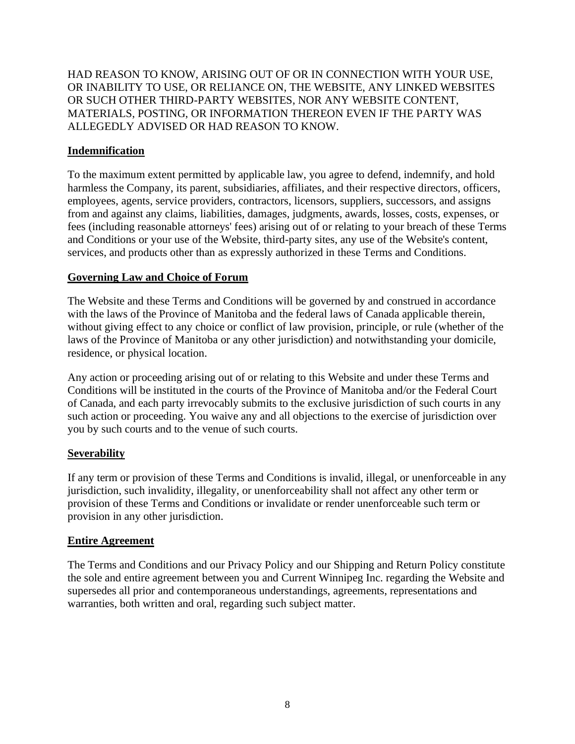HAD REASON TO KNOW, ARISING OUT OF OR IN CONNECTION WITH YOUR USE, OR INABILITY TO USE, OR RELIANCE ON, THE WEBSITE, ANY LINKED WEBSITES OR SUCH OTHER THIRD-PARTY WEBSITES, NOR ANY WEBSITE CONTENT, MATERIALS, POSTING, OR INFORMATION THEREON EVEN IF THE PARTY WAS ALLEGEDLY ADVISED OR HAD REASON TO KNOW.

## Indemnification

To the maximum extent permitted by applicable law, you agree to defend, indemnify, and hold harmless the Company, its parent, subsidiaries, affiliates, and their respective directors, officers, employees, agents, service providers, contractors, licensors, suppliers, successors, and assigns from and against any claims, liabilities, damages, judgments, awards, losses, costs, expenses, or fees (including reasonable attorneys' fees) arising out of or relating to your breach of these Terms and Conditions or your use of the Website, third-party sites, any use of the Website's content, services, and products other than as expressly authorized in these Terms and Conditions.

## Governing Law and Choice of Forum

The Website and these Terms and Conditions will be governed by and construed in accordance with the laws of the Province of Manitoba and the federal laws of Canada applicable therein, without giving effect to any choice or conflict of law provision, principle, or rule (whether of the laws of the Province of Manitoba or any other jurisdiction) and notwithstanding your domicile, residence, or physical location.

Any action or proceeding arising out of or relating to this Website and under these Terms and Conditions will be instituted in the courts of the Province of Manitoba and/or the Federal Court of Canada, and each party irrevocably submits to the exclusive jurisdiction of such courts in any such action or proceeding. You waive any and all objections to the exercise of jurisdiction over you by such courts and to the venue of such courts.

## Severability

If any term or provision of these Terms and Conditions is invalid, illegal, or unenforceable in any jurisdiction, such invalidity, illegality, or unenforceability shall not affect any other term or provision of these Terms and Conditions or invalidate or render unenforceable such term or provision in any other jurisdiction.

## Entire Agreement

The Terms and Conditions and our Privacy Policy and our Shipping and Return Policy constitute the sole and entire agreement between you and Current Winnipeg Inc. regarding the Website and supersedes all prior and contemporaneous understandings, agreements, representations and warranties, both written and oral, regarding such subject matter.